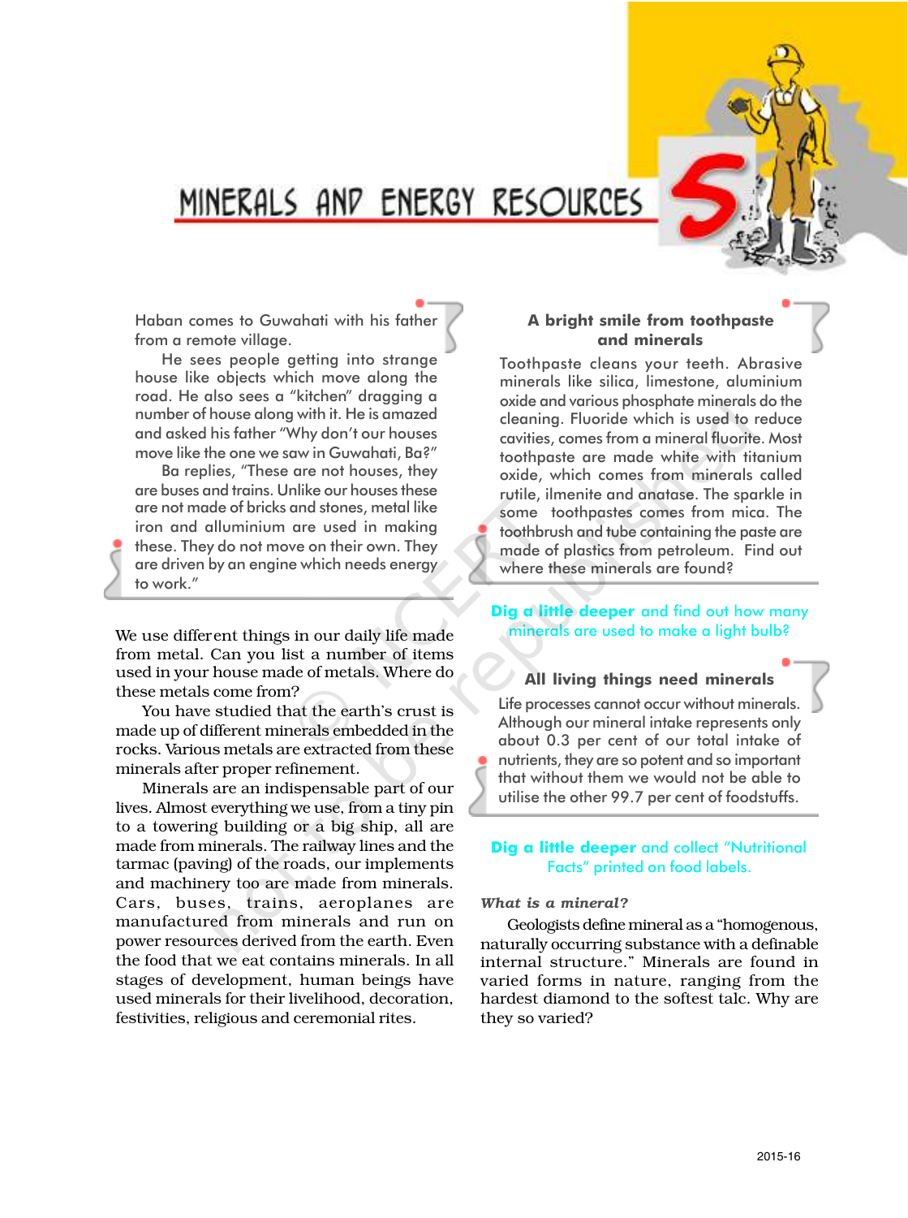# MINERALS AND ENERGY RESOURCES

Haban comes to Guwahati with his father from a remote village.

He sees people getting into strange house like objects which move along the road. He also sees a "kitchen" dragging a number of house along with it. He is amazed and asked his father "Why don't our houses move like the one we saw in Guwahati, Ba?"

Ba replies, "These are not houses, they are buses and trains. Unlike our houses these are not made of bricks and stones, metal like iron and alluminium are used in making these. They do not move on their own. They are driven by an engine which needs energy to work."

We use different things in our daily life made from metal. Can you list a number of items used in your house made of metals. Where do these metals come from?

You have studied that the earth's crust is made up of different minerals embedded in the rocks. Various metals are extracted from these minerals after proper refinement.

Minerals are an indispensable part of our lives. Almost everything we use, from a tiny pin to a towering building or a big ship, all are made from minerals. The railway lines and the tarmac (paving) of the roads, our implements and machinery too are made from minerals. Cars, buses, trains, aeroplanes are manufactured from minerals and run on power resources derived from the earth. Even the food that we eat contains minerals. In all stages of development, human beings have used minerals for their livelihood, decoration, festivities, religious and ceremonial rites.

**A bright smile from toothpaste and minerals**

Toothpaste cleans your teeth. Abrasive minerals like silica, limestone, aluminium oxide and various phosphate minerals do the cleaning. Fluoride which is used to reduce cavities, comes from a mineral fluorite. Most toothpaste are made white with titanium oxide, which comes from minerals called rutile, ilmenite and anatase. The sparkle in some toothpastes comes from mica. The toothbrush and tube containing the paste are made of plastics from petroleum. Find out where these minerals are found?

**Dig a little deeper** and find out how many minerals are used to make a light bulb?

**All living things need minerals**

Life processes cannot occur without minerals. Although our mineral intake represents only about 0.3 per cent of our total intake of nutrients, they are so potent and so important that without them we would not be able to utilise the other 99.7 per cent of foodstuffs.

**Dig a little deeper** and collect "Nutritional Facts" printed on food labels.

***What is a mineral?***

Geologists define mineral as a "homogenous, naturally occurring substance with a definable internal structure." Minerals are found in varied forms in nature, ranging from the hardest diamond to the softest talc. Why are they so varied?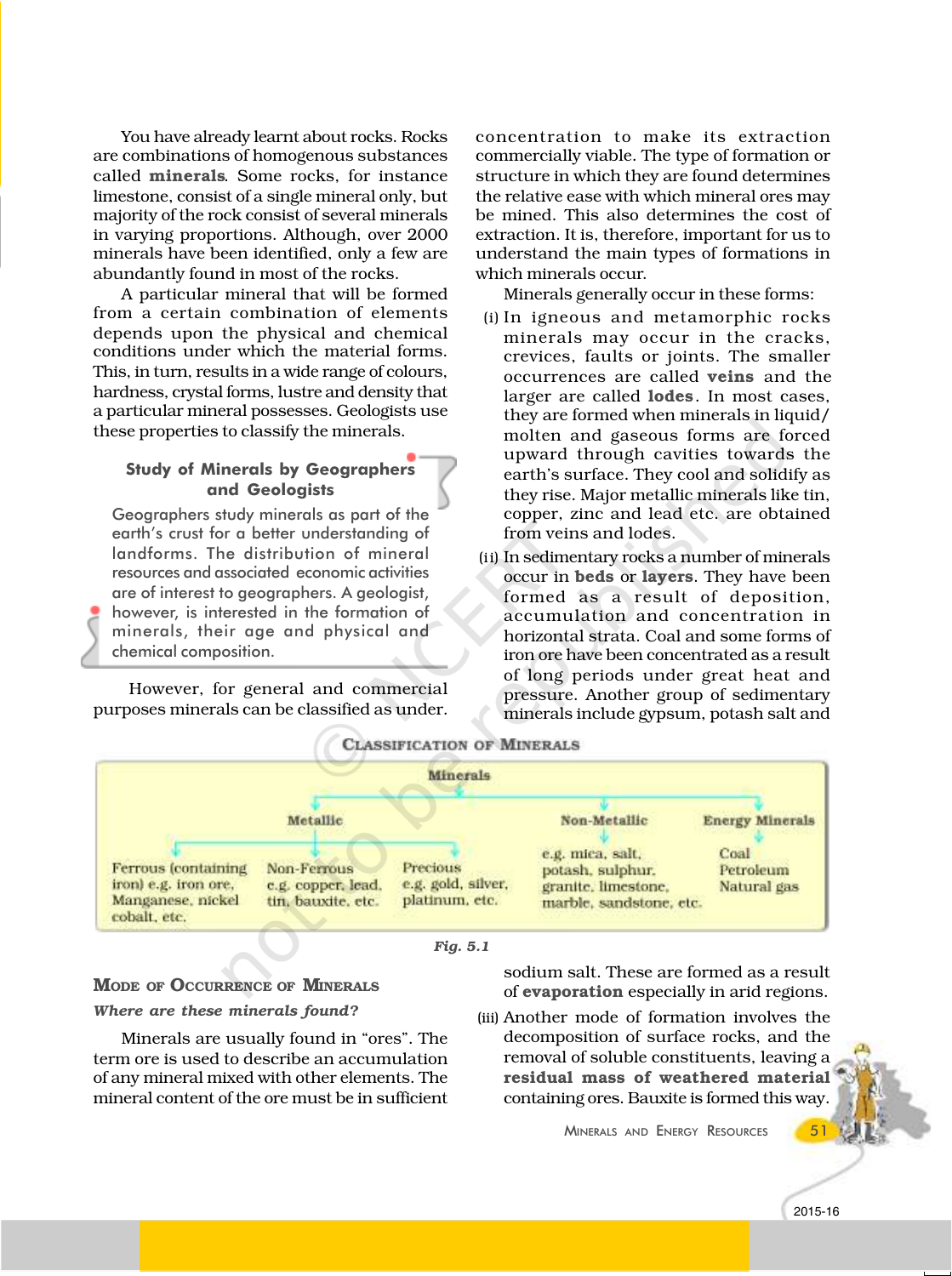You have already learnt about rocks. Rocks are combinations of homogenous substances called **minerals**. Some rocks, for instance limestone, consist of a single mineral only, but majority of the rock consist of several minerals in varying proportions. Although, over 2000 minerals have been identified, only a few are abundantly found in most of the rocks.

A particular mineral that will be formed from a certain combination of elements depends upon the physical and chemical conditions under which the material forms. This, in turn, results in a wide range of colours, hardness, crystal forms, lustre and density that a particular mineral possesses. Geologists use these properties to classify the minerals.

**Study of Minerals by Geographers and Geologists**

Geographers study minerals as part of the earth's crust for a better understanding of landforms. The distribution of mineral resources and associated economic activities are of interest to geographers. A geologist, however, is interested in the formation of minerals, their age and physical and chemical composition.

However, for general and commercial purposes minerals can be classified as under.

**Classification of Minerals**

| Minerals | | | | |
|---|---|---|---|---|
| Metallic | | | Non-Metallic | Energy Minerals |
| Ferrous (containing iron) e.g. iron ore, Manganese, nickel cobalt, etc. | Non-Ferrous e.g. copper, lead, tin, bauxite, etc. | Precious e.g. gold, silver, platinum, etc. | e.g. mica, salt, potash, sulphur, granite, limestone, marble, sandstone, etc. | Coal Petroleum Natural gas |

*Fig. 5.1*

## Mode of Occurrence of Minerals

***Where are these minerals found?***

Minerals are usually found in "ores". The term ore is used to describe an accumulation of any mineral mixed with other elements. The mineral content of the ore must be in sufficient concentration to make its extraction commercially viable. The type of formation or structure in which they are found determines the relative ease with which mineral ores may be mined. This also determines the cost of extraction. It is, therefore, important for us to understand the main types of formations in which minerals occur.

Minerals generally occur in these forms:

(i) In igneous and metamorphic rocks minerals may occur in the cracks, crevices, faults or joints. The smaller occurrences are called **veins** and the larger are called **lodes**. In most cases, they are formed when minerals in liquid/ molten and gaseous forms are forced upward through cavities towards the earth's surface. They cool and solidify as they rise. Major metallic minerals like tin, copper, zinc and lead etc. are obtained from veins and lodes.

(ii) In sedimentary rocks a number of minerals occur in **beds** or **layers**. They have been formed as a result of deposition, accumulation and concentration in horizontal strata. Coal and some forms of iron ore have been concentrated as a result of long periods under great heat and pressure. Another group of sedimentary minerals include gypsum, potash salt and sodium salt. These are formed as a result of **evaporation** especially in arid regions.

(iii) Another mode of formation involves the decomposition of surface rocks, and the removal of soluble constituents, leaving a **residual mass of weathered material** containing ores. Bauxite is formed this way.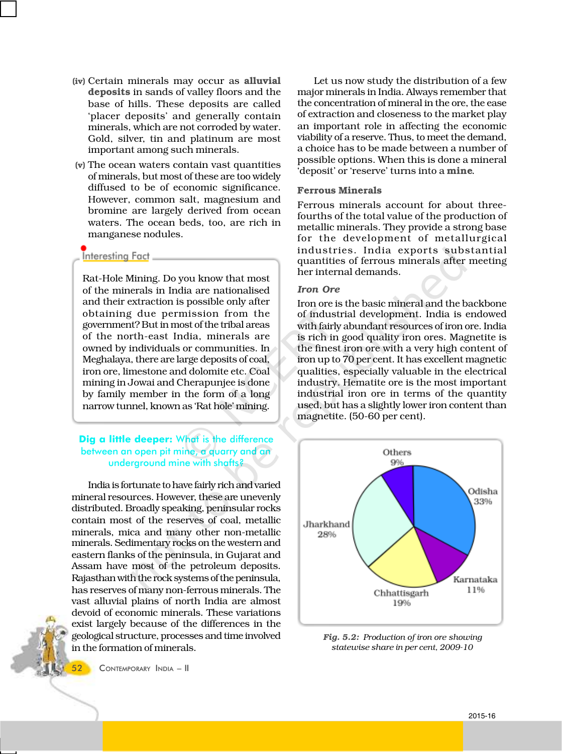**(iv)** Certain minerals may occur as **alluvial deposits** in sands of valley floors and the base of hills. These deposits are called 'placer deposits' and generally contain minerals, which are not corroded by water. Gold, silver, tin and platinum are most important among such minerals.

**(v)** The ocean waters contain vast quantities of minerals, but most of these are too widely diffused to be of economic significance. However, common salt, magnesium and bromine are largely derived from ocean waters. The ocean beds, too, are rich in manganese nodules.

**Interesting Fact**

Rat-Hole Mining. Do you know that most of the minerals in India are nationalised and their extraction is possible only after obtaining due permission from the government? But in most of the tribal areas of the north-east India, minerals are owned by individuals or communities. In Meghalaya, there are large deposits of coal, iron ore, limestone and dolomite etc. Coal mining in Jowai and Cherapunjee is done by family member in the form of a long narrow tunnel, known as 'Rat hole' mining.

**Dig a little deeper:** What is the difference between an open pit mine, a quarry and an underground mine with shafts?

India is fortunate to have fairly rich and varied mineral resources. However, these are unevenly distributed. Broadly speaking, peninsular rocks contain most of the reserves of coal, metallic minerals, mica and many other non-metallic minerals. Sedimentary rocks on the western and eastern flanks of the peninsula, in Gujarat and Assam have most of the petroleum deposits. Rajasthan with the rock systems of the peninsula, has reserves of many non-ferrous minerals. The vast alluvial plains of north India are almost devoid of economic minerals. These variations exist largely because of the differences in the geological structure, processes and time involved in the formation of minerals.

Let us now study the distribution of a few major minerals in India. Always remember that the concentration of mineral in the ore, the ease of extraction and closeness to the market play an important role in affecting the economic viability of a reserve. Thus, to meet the demand, a choice has to be made between a number of possible options. When this is done a mineral 'deposit' or 'reserve' turns into a **mine**.

## Ferrous Minerals

Ferrous minerals account for about three-fourths of the total value of the production of metallic minerals. They provide a strong base for the development of metallurgical industries. India exports substantial quantities of ferrous minerals after meeting her internal demands.

### *Iron Ore*

Iron ore is the basic mineral and the backbone of industrial development. India is endowed with fairly abundant resources of iron ore. India is rich in good quality iron ores. Magnetite is the finest iron ore with a very high content of iron up to 70 per cent. It has excellent magnetic qualities, especially valuable in the electrical industry. Hematite ore is the most important industrial iron ore in terms of the quantity used, but has a slightly lower iron content than magnetite. (50-60 per cent).

| State | Share (%) |
|---|---|
| Odisha | 33% |
| Jharkhand | 28% |
| Chhattisgarh | 19% |
| Karnataka | 11% |
| Others | 9% |

*Fig. 5.2: Production of iron ore showing statewise share in per cent, 2009-10*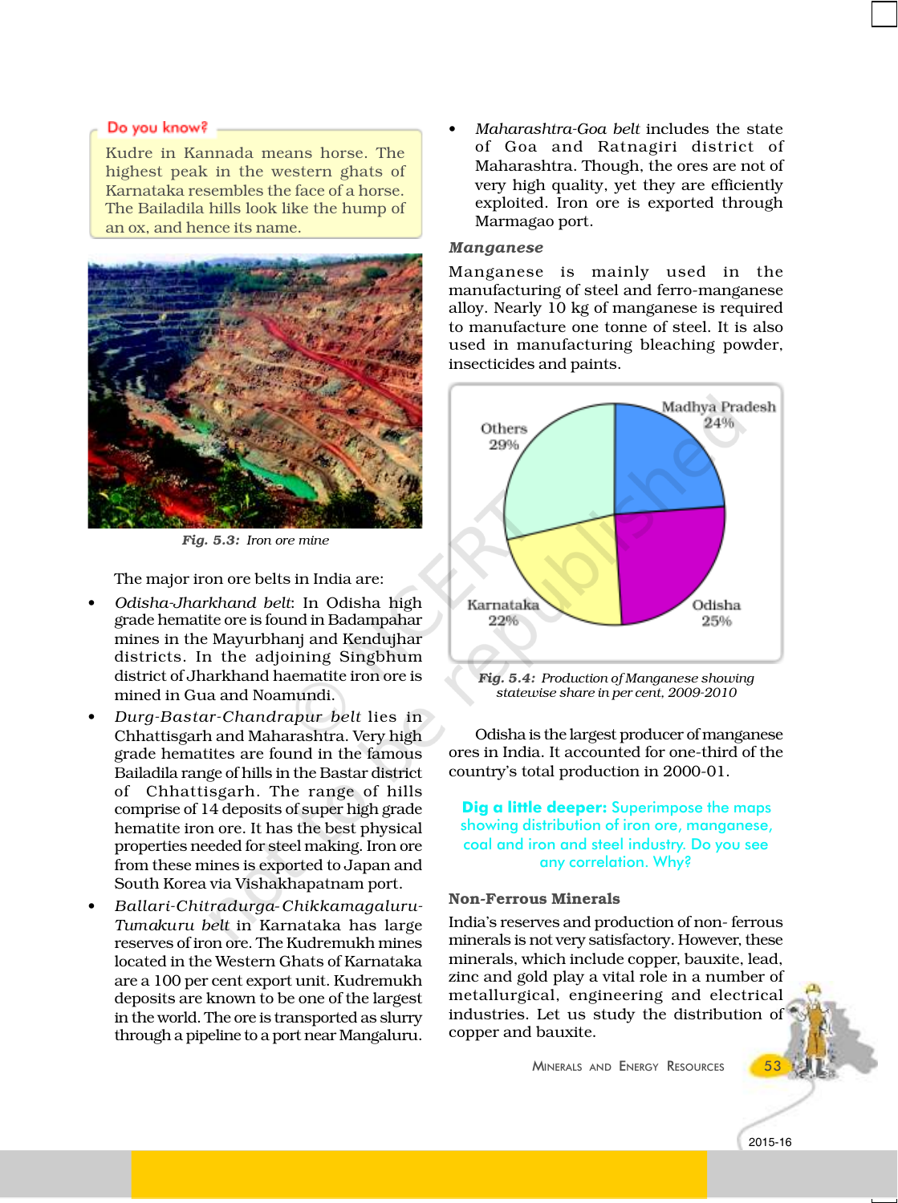**Do you know?**

Kudre in Kannada means horse. The highest peak in the western ghats of Karnataka resembles the face of a horse. The Bailadila hills look like the hump of an ox, and hence its name.

*Fig. 5.3: Iron ore mine*

The major iron ore belts in India are:

- *Odisha-Jharkhand belt*: In Odisha high grade hematite ore is found in Badampahar mines in the Mayurbhanj and Kendujhar districts. In the adjoining Singbhum district of Jharkhand haematite iron ore is mined in Gua and Noamundi.
- *Durg-Bastar-Chandrapur belt* lies in Chhattisgarh and Maharashtra. Very high grade hematites are found in the famous Bailadila range of hills in the Bastar district of Chhattisgarh. The range of hills comprise of 14 deposits of super high grade hematite iron ore. It has the best physical properties needed for steel making. Iron ore from these mines is exported to Japan and South Korea via Vishakhapatnam port.
- *Ballari-Chitradurga-Chikkamagaluru-Tumakuru belt* in Karnataka has large reserves of iron ore. The Kudremukh mines located in the Western Ghats of Karnataka are a 100 per cent export unit. Kudremukh deposits are known to be one of the largest in the world. The ore is transported as slurry through a pipeline to a port near Mangaluru.
- *Maharashtra-Goa belt* includes the state of Goa and Ratnagiri district of Maharashtra. Though, the ores are not of very high quality, yet they are efficiently exploited. Iron ore is exported through Marmagao port.

### Manganese

Manganese is mainly used in the manufacturing of steel and ferro-manganese alloy. Nearly 10 kg of manganese is required to manufacture one tonne of steel. It is also used in manufacturing bleaching powder, insecticides and paints.

| State | Share |
|---|---|
| Madhya Pradesh | 24% |
| Odisha | 25% |
| Karnataka | 22% |
| Others | 29% |

*Fig. 5.4: Production of Manganese showing statewise share in per cent, 2009-2010*

Odisha is the largest producer of manganese ores in India. It accounted for one-third of the country's total production in 2000-01.

**Dig a little deeper:** Superimpose the maps showing distribution of iron ore, manganese, coal and iron and steel industry. Do you see any correlation. Why?

### Non-Ferrous Minerals

India's reserves and production of non- ferrous minerals is not very satisfactory. However, these minerals, which include copper, bauxite, lead, zinc and gold play a vital role in a number of metallurgical, engineering and electrical industries. Let us study the distribution of copper and bauxite.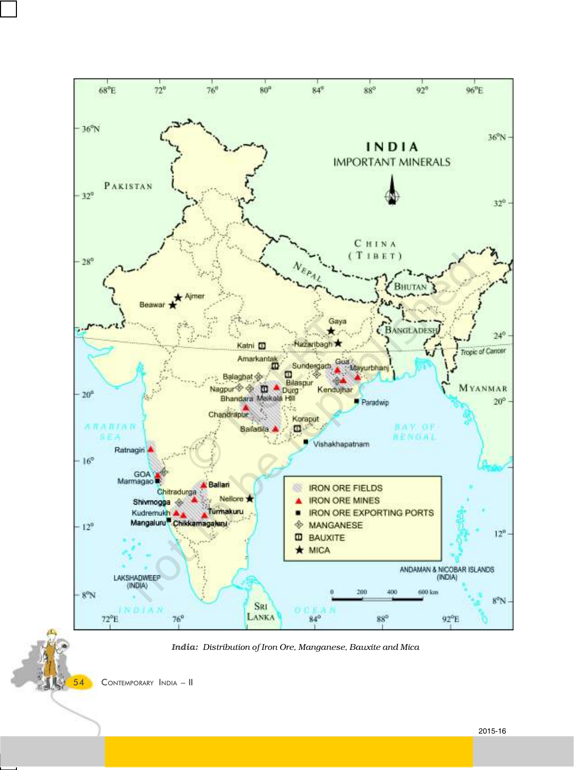*India: Distribution of Iron Ore, Manganese, Bauxite and Mica*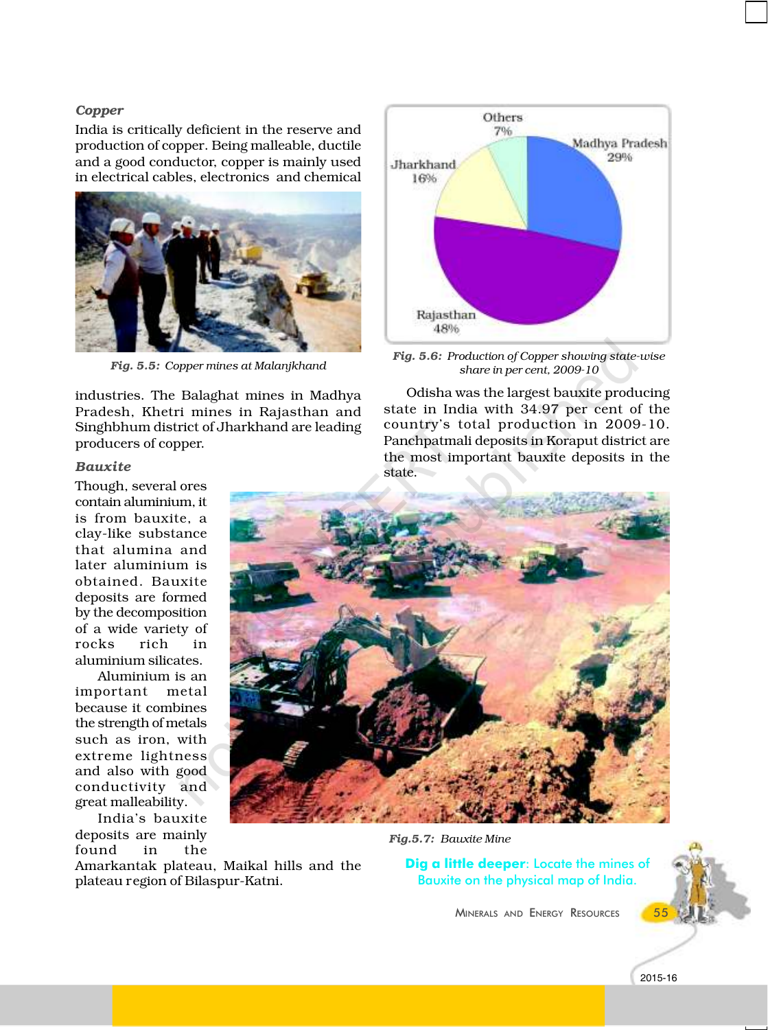### *Copper*

India is critically deficient in the reserve and production of copper. Being malleable, ductile and a good conductor, copper is mainly used in electrical cables, electronics and chemical industries. The Balaghat mines in Madhya Pradesh, Khetri mines in Rajasthan and Singhbhum district of Jharkhand are leading producers of copper.

*Fig. 5.5: Copper mines at Malanjkhand*

*Fig. 5.6: Production of Copper showing state-wise share in per cent, 2009-10*

### *Bauxite*

Though, several ores contain aluminium, it is from bauxite, a clay-like substance that alumina and later aluminium is obtained. Bauxite deposits are formed by the decomposition of a wide variety of rocks rich in aluminium silicates.

Aluminium is an important metal because it combines the strength of metals such as iron, with extreme lightness and also with good conductivity and great malleability.

India's bauxite deposits are mainly found in the Amarkantak plateau, Maikal hills and the plateau region of Bilaspur-Katni.

Odisha was the largest bauxite producing state in India with 34.97 per cent of the country's total production in 2009-10. Panchpatmali deposits in Koraput district are the most important bauxite deposits in the state.

*Fig.5.7: Bauxite Mine*

**Dig a little deeper**: Locate the mines of Bauxite on the physical map of India.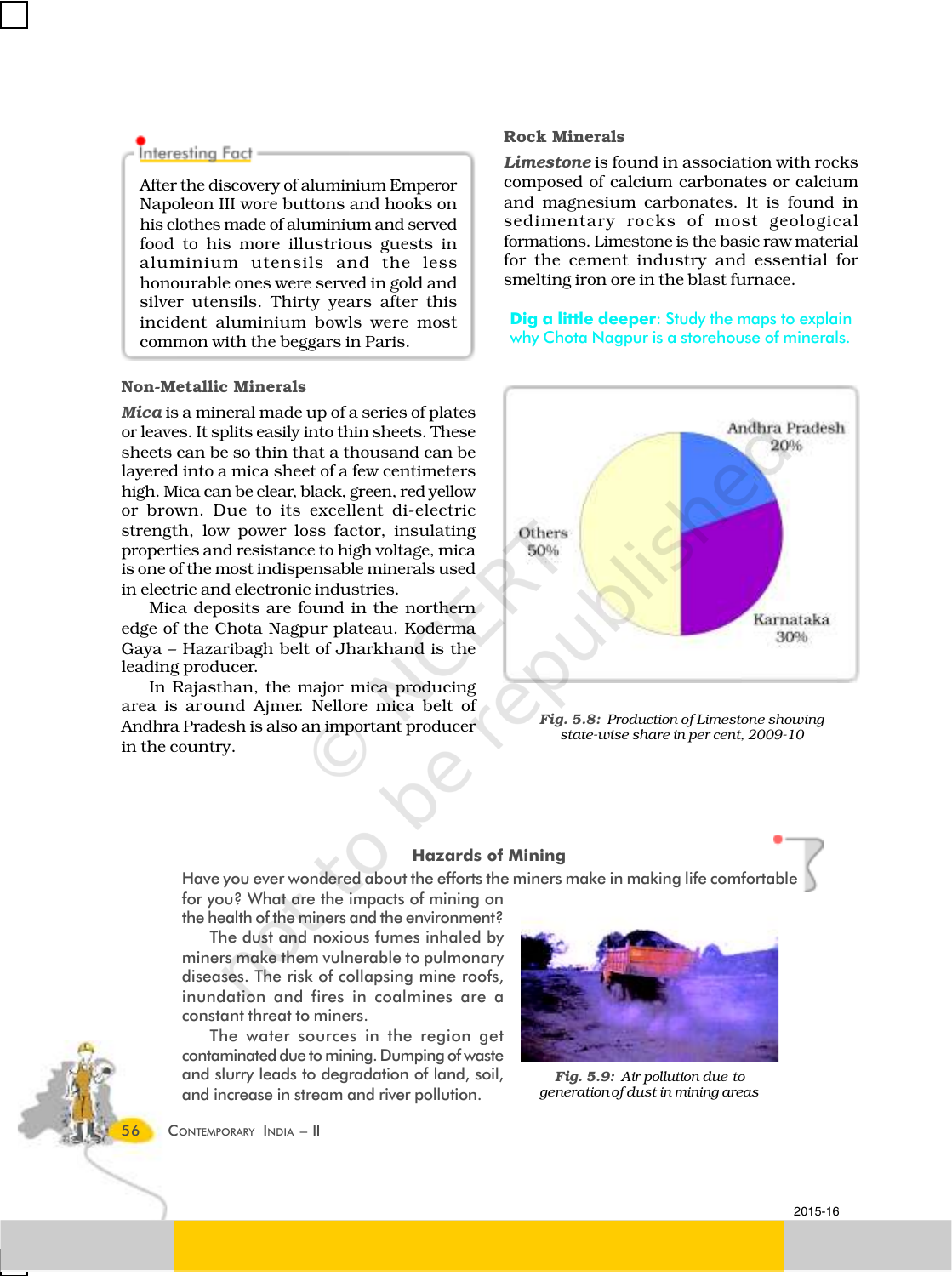> **Interesting Fact**
>
> After the discovery of aluminium Emperor Napoleon III wore buttons and hooks on his clothes made of aluminium and served food to his more illustrious guests in aluminium utensils and the less honourable ones were served in gold and silver utensils. Thirty years after this incident aluminium bowls were most common with the beggars in Paris.

### Non-Metallic Minerals

***Mica*** is a mineral made up of a series of plates or leaves. It splits easily into thin sheets. These sheets can be so thin that a thousand can be layered into a mica sheet of a few centimeters high. Mica can be clear, black, green, red yellow or brown. Due to its excellent di-electric strength, low power loss factor, insulating properties and resistance to high voltage, mica is one of the most indispensable minerals used in electric and electronic industries.

Mica deposits are found in the northern edge of the Chota Nagpur plateau. Koderma Gaya – Hazaribagh belt of Jharkhand is the leading producer.

In Rajasthan, the major mica producing area is around Ajmer. Nellore mica belt of Andhra Pradesh is also an important producer in the country.

### Rock Minerals

***Limestone*** is found in association with rocks composed of calcium carbonates or calcium and magnesium carbonates. It is found in sedimentary rocks of most geological formations. Limestone is the basic raw material for the cement industry and essential for smelting iron ore in the blast furnace.

**Dig a little deeper**: Study the maps to explain why Chota Nagpur is a storehouse of minerals.

| State | Share |
|---|---|
| Andhra Pradesh | 20% |
| Karnataka | 30% |
| Others | 50% |

***Fig. 5.8:*** *Production of Limestone showing state-wise share in per cent, 2009-10*

> **Hazards of Mining**
>
> Have you ever wondered about the efforts the miners make in making life comfortable for you? What are the impacts of mining on the health of the miners and the environment?
>
> The dust and noxious fumes inhaled by miners make them vulnerable to pulmonary diseases. The risk of collapsing mine roofs, inundation and fires in coalmines are a constant threat to miners.
>
> The water sources in the region get contaminated due to mining. Dumping of waste and slurry leads to degradation of land, soil, and increase in stream and river pollution.

***Fig. 5.9:*** *Air pollution due to generation of dust in mining areas*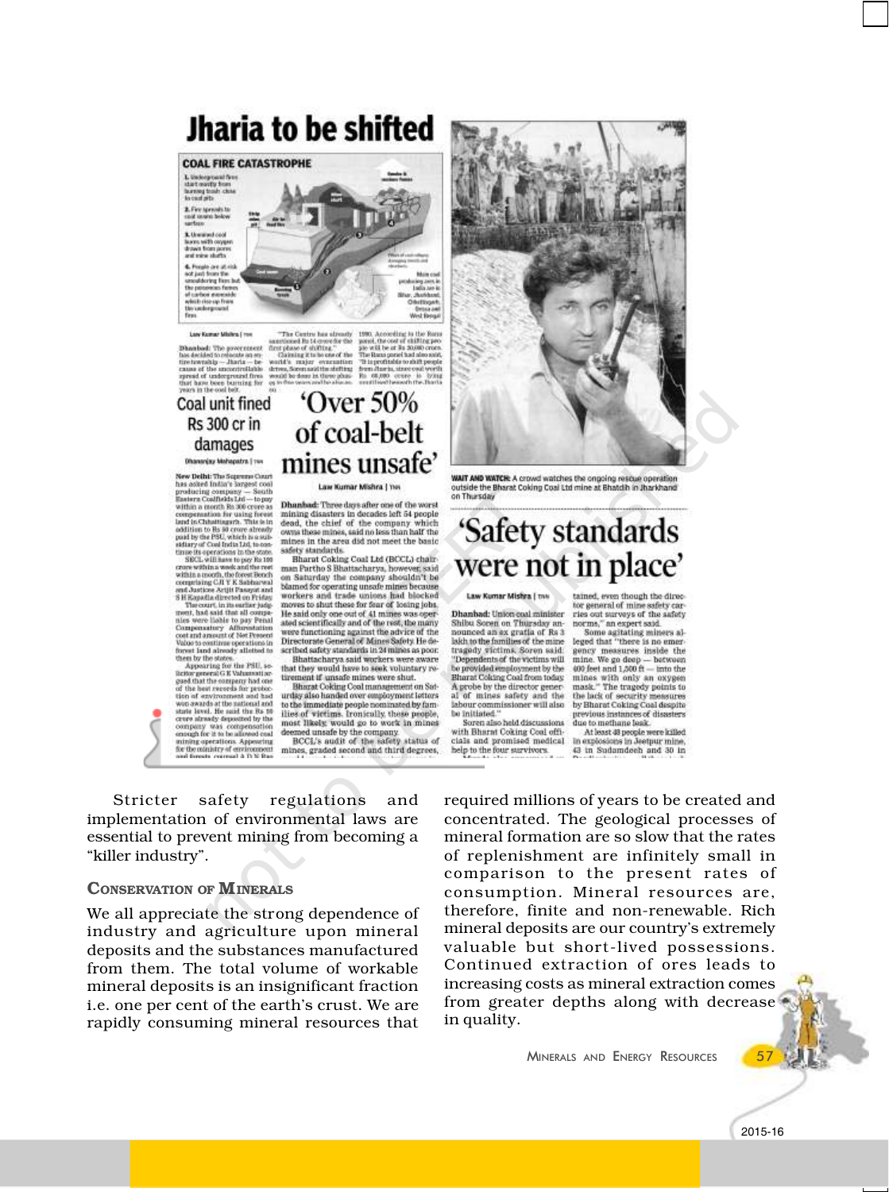# Jharia to be shifted

## COAL FIRE CATASTROPHE

1. Underground fires start mostly from burning trash close to coal pits
2. Fire spreads to coal seams below surface
3. Unmined coal burns with oxygen drawn from pores and mine shafts
4. People are at risk not just from the smouldering fires but the poisonous fumes of carbon monoxide which rise up from the underground fires

Main coal producing area in India are in Bihar, Jharkhand, Chhattisgarh, Orissa and West Bengal

Law Kumar Mishra | TNN

**Dhanbad:** The government has decided to relocate an entire township — Jharia — because of the uncontrollable spread of underground fires that have been burning for years in the coal belt.

"The Centre has already sanctioned Rs 14 crore for the first phase of shifting."

Claiming it to be one of the world's major evacuation drives, Soren said the shifting would be done in three phases in five years and he also said ... 1990. According to the Rana panel, the cost of shifting people will be at Rs 30,000 crore. The Rana panel had also said, "It is profitable to shift people from Jharia, since coal worth Rs 60,000 crore is lying unutilised beneath the Jharia ..."

## Coal unit fined Rs 300 cr in damages

Dhananjay Mahapatra | TNN

**New Delhi:** The Supreme Court has asked India's largest coal producing company — South Eastern Coalfields Ltd — to pay within a month Rs 300 crore as compensation for using forest land in Chhattisgarh. This is in addition to Rs 90 crore already paid by the PSU, which is a subsidiary of Coal India Ltd, to continue its operations in the state.

SECL will have to pay Rs 100 crore within a week and the rest within a month, the forest Bench comprising CJI Y K Sabharwal and Justices Arijit Pasayat and S H Kapadia directed on Friday.

The court, in its earlier judgment, had said that all companies were liable to pay Penal Compensatory Afforestation cost and amount of Net Present Value to continue operations in forest land already allotted to them by the states.

Appearing for the PSU, solicitor general G E Vahanvati argued that the company had one of the best records for protection of environment and had won awards at the national and state level. He said the Rs 90 crore already deposited by the company was compensation enough for it to be allowed coal mining operations. Appearing for the ministry of environment and forests, counsel A D N Rao ...

## 'Over 50% of coal-belt mines unsafe'

Law Kumar Mishra | TNN

**Dhanbad:** Three days after one of the worst mining disasters in decades left 54 people dead, the chief of the company which owns these mines, said no less than half the mines in the area did not meet the basic safety standards.

Bharat Coking Coal Ltd (BCCL) chairman Partho S Bhattacharya, however, said on Saturday the company shouldn't be blamed for operating unsafe mines because workers and trade unions had blocked moves to shut these for fear of losing jobs. He said only one out of 41 mines was operated scientifically and of the rest, the many were functioning against the advice of the Directorate General of Mines Safety. He described safety standards in 24 mines as poor.

Bhattacharya said workers were aware that they would have to seek voluntary retirement if unsafe mines were shut.

Bharat Coking Coal management on Saturday also handed over employment letters to the immediate people nominated by families of victims. Ironically, these people, most likely, would go to work in mines deemed unsafe by the company.

BCCL's audit of the safety status of mines, graded second and third degrees, ...

WAIT AND WATCH: A crowd watches the ongoing rescue operation outside the Bharat Coking Coal Ltd mine at Bhatdih in Jharkhand on Thursday

## 'Safety standards were not in place'

Law Kumar Mishra | TNN

**Dhanbad:** Union coal minister Shibu Soren on Thursday announced an ex gratia of Rs 3 lakh to the families of the mine tragedy victims. Soren said: "Dependents of the victims will be provided employment by the Bharat Coking Coal from today. A probe by the director general of mines safety and the labour commissioner will also be initiated."

Soren also held discussions with Bharat Coking Coal officials and promised medical help to the four survivors.

... tained, even though the director general of mine safety carries out surveys of the safety norms," an expert said.

Some agitating miners alleged that "there is no emergency measures inside the mine. We go deep — between 400 feet and 1,500 ft — into the mines with only an oxygen mask." The tragedy points to the lack of security measures by Bharat Coking Coal despite previous instances of disasters due to methane leak.

At least 48 people were killed in explosions in Jeetpur mine, 43 in Sudamdeeh and 30 in ...

Stricter safety regulations and implementation of environmental laws are essential to prevent mining from becoming a "killer industry".

### Conservation of Minerals

We all appreciate the strong dependence of industry and agriculture upon mineral deposits and the substances manufactured from them. The total volume of workable mineral deposits is an insignificant fraction i.e. one per cent of the earth's crust. We are rapidly consuming mineral resources that required millions of years to be created and concentrated. The geological processes of mineral formation are so slow that the rates of replenishment are infinitely small in comparison to the present rates of consumption. Mineral resources are, therefore, finite and non-renewable. Rich mineral deposits are our country's extremely valuable but short-lived possessions. Continued extraction of ores leads to increasing costs as mineral extraction comes from greater depths along with decrease in quality.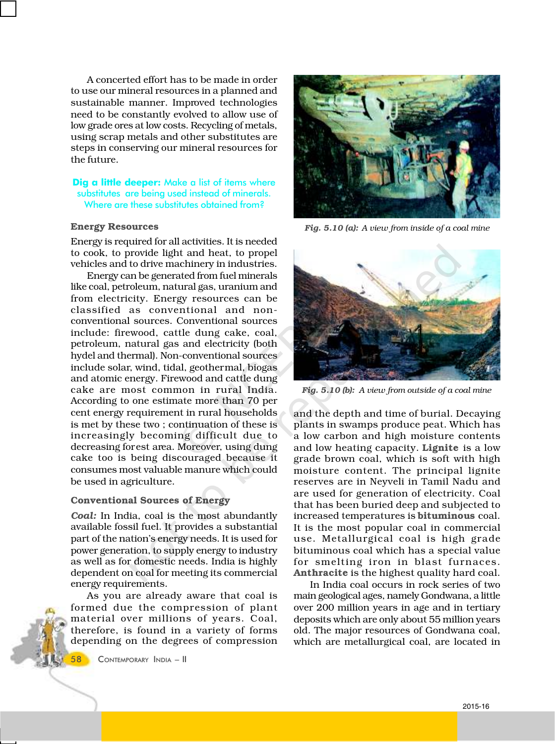A concerted effort has to be made in order to use our mineral resources in a planned and sustainable manner. Improved technologies need to be constantly evolved to allow use of low grade ores at low costs. Recycling of metals, using scrap metals and other substitutes are steps in conserving our mineral resources for the future.

**Dig a little deeper:** Make a list of items where substitutes are being used instead of minerals. Where are these substitutes obtained from?

### Energy Resources

Energy is required for all activities. It is needed to cook, to provide light and heat, to propel vehicles and to drive machinery in industries.

Energy can be generated from fuel minerals like coal, petroleum, natural gas, uranium and from electricity. Energy resources can be classified as conventional and non-conventional sources. Conventional sources include: firewood, cattle dung cake, coal, petroleum, natural gas and electricity (both hydel and thermal). Non-conventional sources include solar, wind, tidal, geothermal, biogas and atomic energy. Firewood and cattle dung cake are most common in rural India. According to one estimate more than 70 per cent energy requirement in rural households is met by these two ; continuation of these is increasingly becoming difficult due to decreasing forest area. Moreover, using dung cake too is being discouraged because it consumes most valuable manure which could be used in agriculture.

### Conventional Sources of Energy

***Coal:*** In India, coal is the most abundantly available fossil fuel. It provides a substantial part of the nation's energy needs. It is used for power generation, to supply energy to industry as well as for domestic needs. India is highly dependent on coal for meeting its commercial energy requirements.

As you are already aware that coal is formed due the compression of plant material over millions of years. Coal, therefore, is found in a variety of forms depending on the degrees of compression and the depth and time of burial. Decaying plants in swamps produce peat. Which has a low carbon and high moisture contents and low heating capacity. **Lignite** is a low grade brown coal, which is soft with high moisture content. The principal lignite reserves are in Neyveli in Tamil Nadu and are used for generation of electricity. Coal that has been buried deep and subjected to increased temperatures is **bituminous** coal. It is the most popular coal in commercial use. Metallurgical coal is high grade bituminous coal which has a special value for smelting iron in blast furnaces. **Anthracite** is the highest quality hard coal.

*Fig. 5.10 (a): A view from inside of a coal mine*

*Fig. 5.10 (b): A view from outside of a coal mine*

In India coal occurs in rock series of two main geological ages, namely Gondwana, a little over 200 million years in age and in tertiary deposits which are only about 55 million years old. The major resources of Gondwana coal, which are metallurgical coal, are located in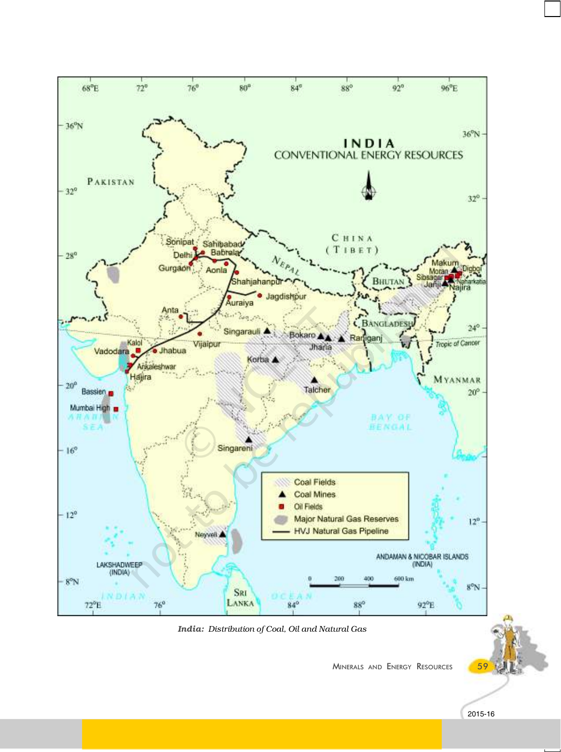*India: Distribution of Coal, Oil and Natural Gas*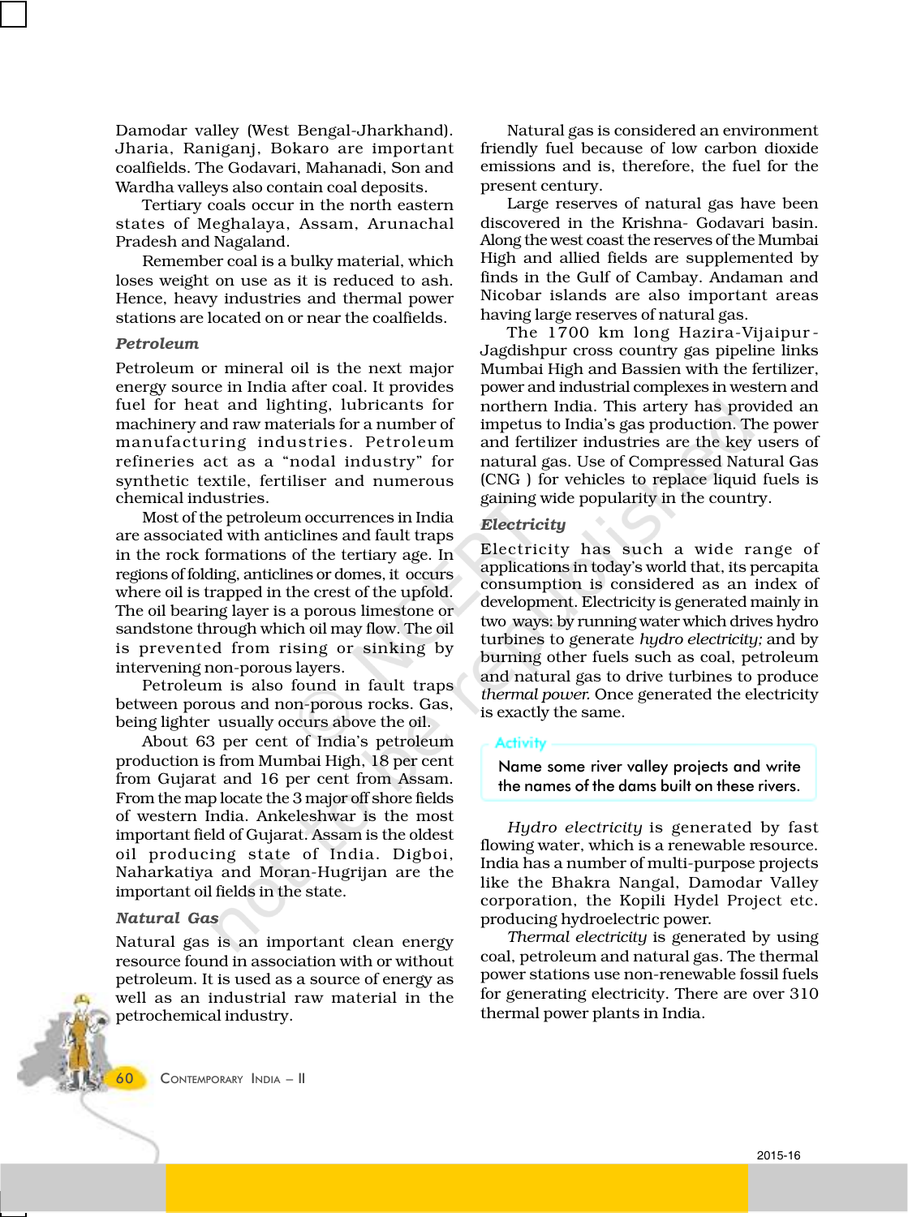Damodar valley (West Bengal-Jharkhand). Jharia, Raniganj, Bokaro are important coalfields. The Godavari, Mahanadi, Son and Wardha valleys also contain coal deposits.

Tertiary coals occur in the north eastern states of Meghalaya, Assam, Arunachal Pradesh and Nagaland.

Remember coal is a bulky material, which loses weight on use as it is reduced to ash. Hence, heavy industries and thermal power stations are located on or near the coalfields.

### Petroleum

Petroleum or mineral oil is the next major energy source in India after coal. It provides fuel for heat and lighting, lubricants for machinery and raw materials for a number of manufacturing industries. Petroleum refineries act as a "nodal industry" for synthetic textile, fertiliser and numerous chemical industries.

Most of the petroleum occurrences in India are associated with anticlines and fault traps in the rock formations of the tertiary age. In regions of folding, anticlines or domes, it occurs where oil is trapped in the crest of the upfold. The oil bearing layer is a porous limestone or sandstone through which oil may flow. The oil is prevented from rising or sinking by intervening non-porous layers.

Petroleum is also found in fault traps between porous and non-porous rocks. Gas, being lighter usually occurs above the oil.

About 63 per cent of India's petroleum production is from Mumbai High, 18 per cent from Gujarat and 16 per cent from Assam. From the map locate the 3 major off shore fields of western India. Ankeleshwar is the most important field of Gujarat. Assam is the oldest oil producing state of India. Digboi, Naharkatiya and Moran-Hugrijan are the important oil fields in the state.

### Natural Gas

Natural gas is an important clean energy resource found in association with or without petroleum. It is used as a source of energy as well as an industrial raw material in the petrochemical industry.

Natural gas is considered an environment friendly fuel because of low carbon dioxide emissions and is, therefore, the fuel for the present century.

Large reserves of natural gas have been discovered in the Krishna- Godavari basin. Along the west coast the reserves of the Mumbai High and allied fields are supplemented by finds in the Gulf of Cambay. Andaman and Nicobar islands are also important areas having large reserves of natural gas.

The 1700 km long Hazira-Vijaipur-Jagdishpur cross country gas pipeline links Mumbai High and Bassien with the fertilizer, power and industrial complexes in western and northern India. This artery has provided an impetus to India's gas production. The power and fertilizer industries are the key users of natural gas. Use of Compressed Natural Gas (CNG ) for vehicles to replace liquid fuels is gaining wide popularity in the country.

### Electricity

Electricity has such a wide range of applications in today's world that, its percapita consumption is considered as an index of development. Electricity is generated mainly in two ways: by running water which drives hydro turbines to generate *hydro electricity;* and by burning other fuels such as coal, petroleum and natural gas to drive turbines to produce *thermal power.* Once generated the electricity is exactly the same.

**Activity**

Name some river valley projects and write the names of the dams built on these rivers.

*Hydro electricity* is generated by fast flowing water, which is a renewable resource. India has a number of multi-purpose projects like the Bhakra Nangal, Damodar Valley corporation, the Kopili Hydel Project etc. producing hydroelectric power.

*Thermal electricity* is generated by using coal, petroleum and natural gas. The thermal power stations use non-renewable fossil fuels for generating electricity. There are over 310 thermal power plants in India.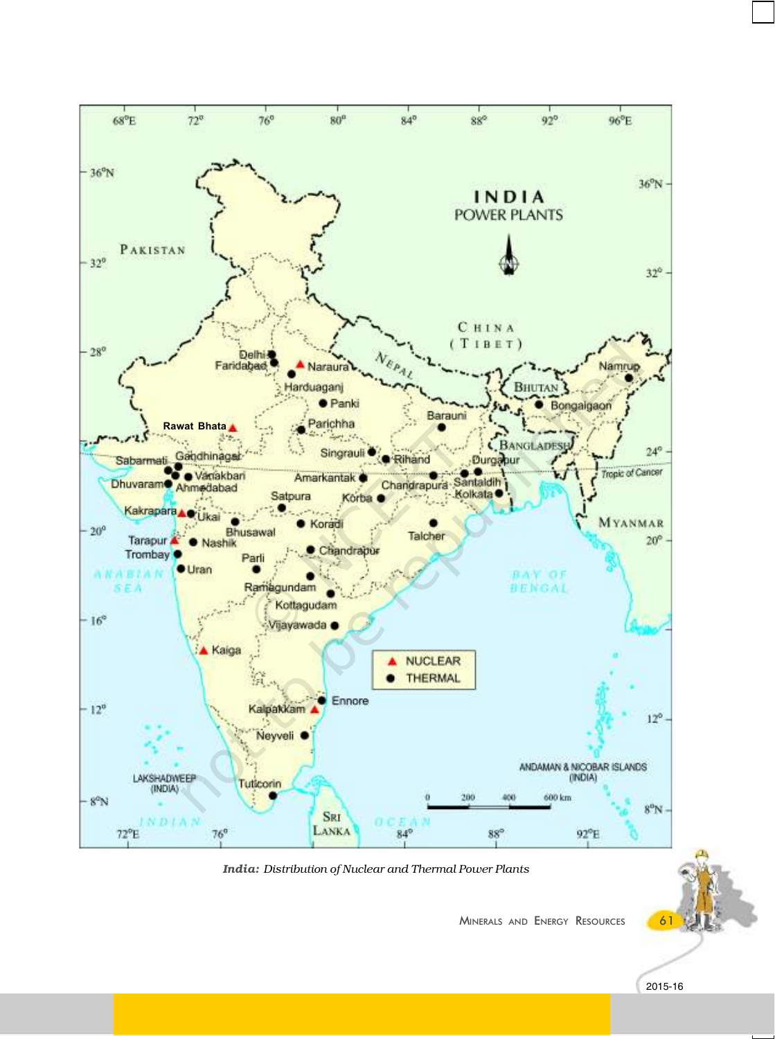*India: Distribution of Nuclear and Thermal Power Plants*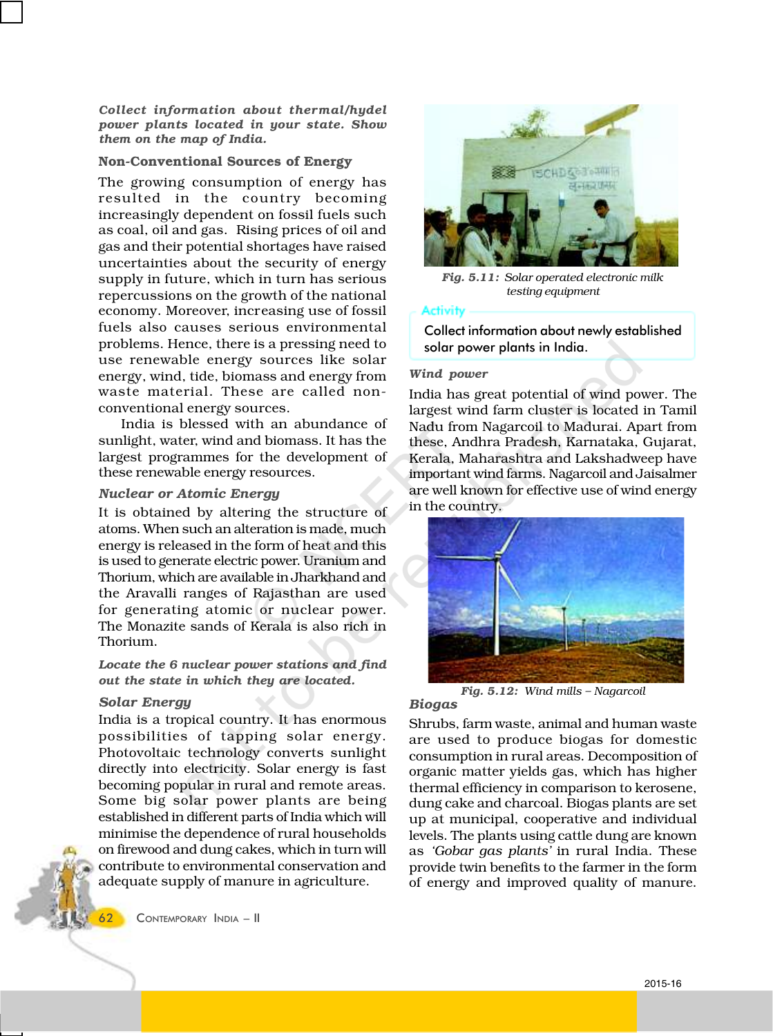***Collect information about thermal/hydel power plants located in your state. Show them on the map of India.***

### Non-Conventional Sources of Energy

The growing consumption of energy has resulted in the country becoming increasingly dependent on fossil fuels such as coal, oil and gas. Rising prices of oil and gas and their potential shortages have raised uncertainties about the security of energy supply in future, which in turn has serious repercussions on the growth of the national economy. Moreover, increasing use of fossil fuels also causes serious environmental problems. Hence, there is a pressing need to use renewable energy sources like solar energy, wind, tide, biomass and energy from waste material. These are called non-conventional energy sources.

India is blessed with an abundance of sunlight, water, wind and biomass. It has the largest programmes for the development of these renewable energy resources.

#### *Nuclear or Atomic Energy*

It is obtained by altering the structure of atoms. When such an alteration is made, much energy is released in the form of heat and this is used to generate electric power. Uranium and Thorium, which are available in Jharkhand and the Aravalli ranges of Rajasthan are used for generating atomic or nuclear power. The Monazite sands of Kerala is also rich in Thorium.

***Locate the 6 nuclear power stations and find out the state in which they are located.***

#### *Solar Energy*

India is a tropical country. It has enormous possibilities of tapping solar energy. Photovoltaic technology converts sunlight directly into electricity. Solar energy is fast becoming popular in rural and remote areas. Some big solar power plants are being established in different parts of India which will minimise the dependence of rural households on firewood and dung cakes, which in turn will contribute to environmental conservation and adequate supply of manure in agriculture.

***Fig. 5.11:*** *Solar operated electronic milk testing equipment*

**Activity**

Collect information about newly established solar power plants in India.

#### *Wind power*

India has great potential of wind power. The largest wind farm cluster is located in Tamil Nadu from Nagarcoil to Madurai. Apart from these, Andhra Pradesh, Karnataka, Gujarat, Kerala, Maharashtra and Lakshadweep have important wind farms. Nagarcoil and Jaisalmer are well known for effective use of wind energy in the country.

***Fig. 5.12:*** *Wind mills – Nagarcoil*

#### *Biogas*

Shrubs, farm waste, animal and human waste are used to produce biogas for domestic consumption in rural areas. Decomposition of organic matter yields gas, which has higher thermal efficiency in comparison to kerosene, dung cake and charcoal. Biogas plants are set up at municipal, cooperative and individual levels. The plants using cattle dung are known as *'Gobar gas plants'* in rural India. These provide twin benefits to the farmer in the form of energy and improved quality of manure.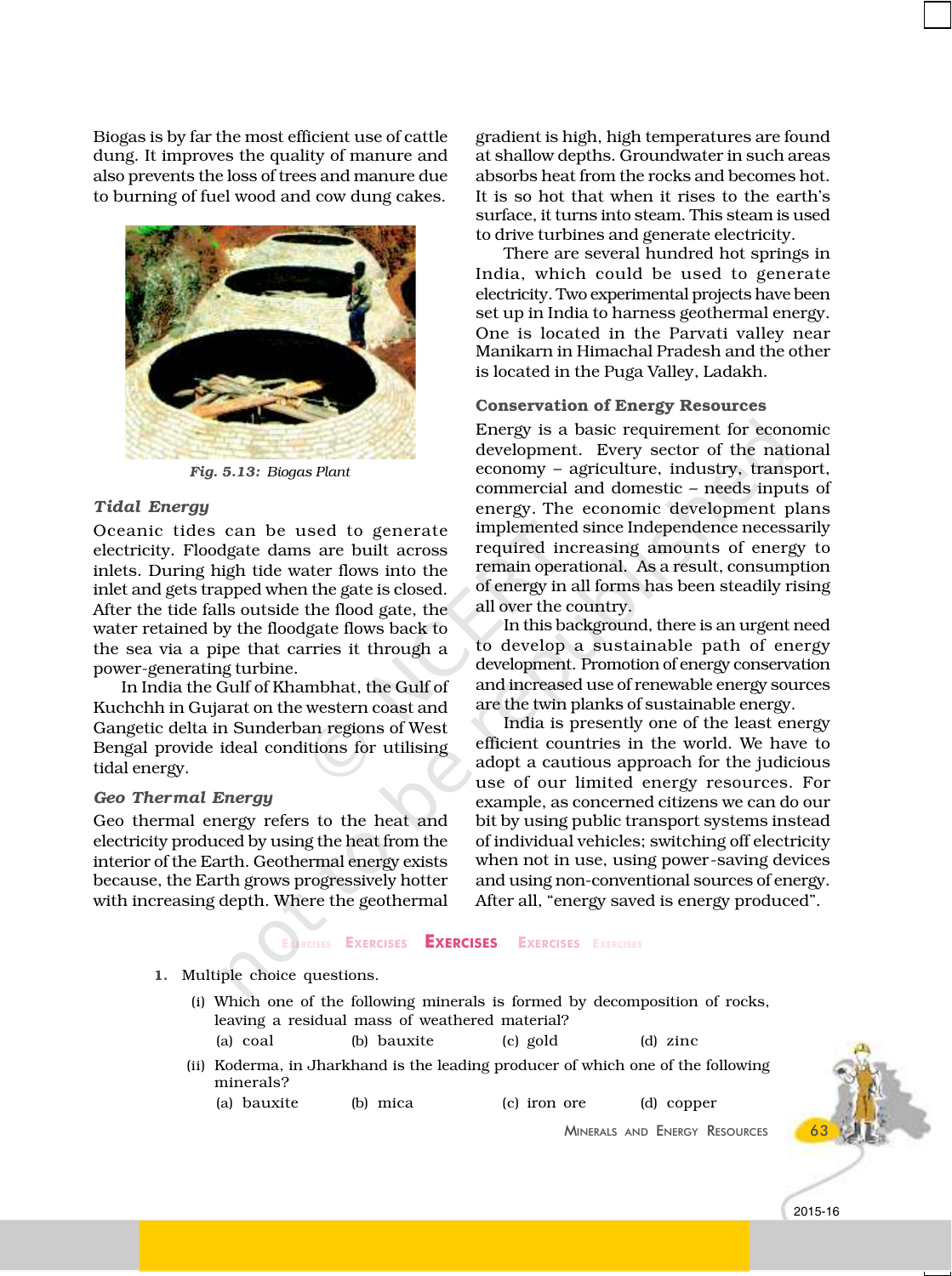Biogas is by far the most efficient use of cattle dung. It improves the quality of manure and also prevents the loss of trees and manure due to burning of fuel wood and cow dung cakes.

*Fig. 5.13: Biogas Plant*

### *Tidal Energy*

Oceanic tides can be used to generate electricity. Floodgate dams are built across inlets. During high tide water flows into the inlet and gets trapped when the gate is closed. After the tide falls outside the flood gate, the water retained by the floodgate flows back to the sea via a pipe that carries it through a power-generating turbine.

In India the Gulf of Khambhat, the Gulf of Kuchchh in Gujarat on the western coast and Gangetic delta in Sunderban regions of West Bengal provide ideal conditions for utilising tidal energy.

### *Geo Thermal Energy*

Geo thermal energy refers to the heat and electricity produced by using the heat from the interior of the Earth. Geothermal energy exists because, the Earth grows progressively hotter with increasing depth. Where the geothermal gradient is high, high temperatures are found at shallow depths. Groundwater in such areas absorbs heat from the rocks and becomes hot. It is so hot that when it rises to the earth's surface, it turns into steam. This steam is used to drive turbines and generate electricity.

There are several hundred hot springs in India, which could be used to generate electricity. Two experimental projects have been set up in India to harness geothermal energy. One is located in the Parvati valley near Manikarn in Himachal Pradesh and the other is located in the Puga Valley, Ladakh.

### Conservation of Energy Resources

Energy is a basic requirement for economic development. Every sector of the national economy – agriculture, industry, transport, commercial and domestic – needs inputs of energy. The economic development plans implemented since Independence necessarily required increasing amounts of energy to remain operational. As a result, consumption of energy in all forms has been steadily rising all over the country.

In this background, there is an urgent need to develop a sustainable path of energy development. Promotion of energy conservation and increased use of renewable energy sources are the twin planks of sustainable energy.

India is presently one of the least energy efficient countries in the world. We have to adopt a cautious approach for the judicious use of our limited energy resources. For example, as concerned citizens we can do our bit by using public transport systems instead of individual vehicles; switching off electricity when not in use, using power-saving devices and using non-conventional sources of energy. After all, "energy saved is energy produced".

## EXERCISES

1. Multiple choice questions.

   (i) Which one of the following minerals is formed by decomposition of rocks, leaving a residual mass of weathered material?

   (a) coal (b) bauxite (c) gold (d) zinc

   (ii) Koderma, in Jharkhand is the leading producer of which one of the following minerals?

   (a) bauxite (b) mica (c) iron ore (d) copper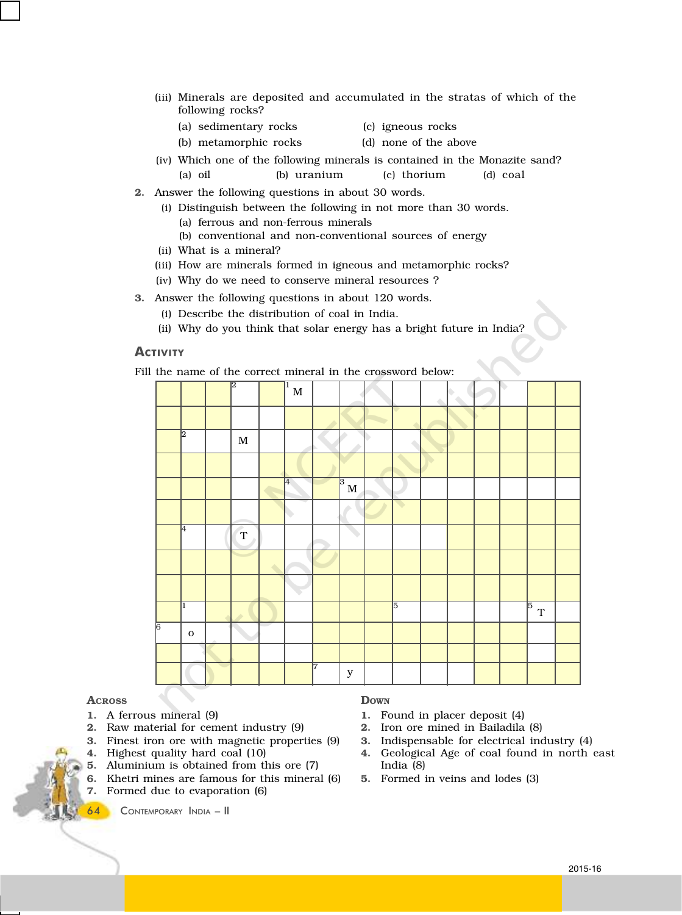(iii) Minerals are deposited and accumulated in the stratas of which of the following rocks?

(a) sedimentary rocks (c) igneous rocks

(b) metamorphic rocks (d) none of the above

(iv) Which one of the following minerals is contained in the Monazite sand?

(a) oil (b) uranium (c) thorium (d) coal

**2.** Answer the following questions in about 30 words.

(i) Distinguish between the following in not more than 30 words.

(a) ferrous and non-ferrous minerals

(b) conventional and non-conventional sources of energy

(ii) What is a mineral?

(iii) How are minerals formed in igneous and metamorphic rocks?

(iv) Why do we need to conserve mineral resources ?

**3.** Answer the following questions in about 120 words.

(i) Describe the distribution of coal in India.

(ii) Why do you think that solar energy has a bright future in India?

## Activity

Fill the name of the correct mineral in the crossword below:

### Across

1. A ferrous mineral (9)
2. Raw material for cement industry (9)
3. Finest iron ore with magnetic properties (9)
4. Highest quality hard coal (10)
5. Aluminium is obtained from this ore (7)
6. Khetri mines are famous for this mineral (6)
7. Formed due to evaporation (6)

### Down

1. Found in placer deposit (4)
2. Iron ore mined in Bailadila (8)
3. Indispensable for electrical industry (4)
4. Geological Age of coal found in north east India (8)
5. Formed in veins and lodes (3)